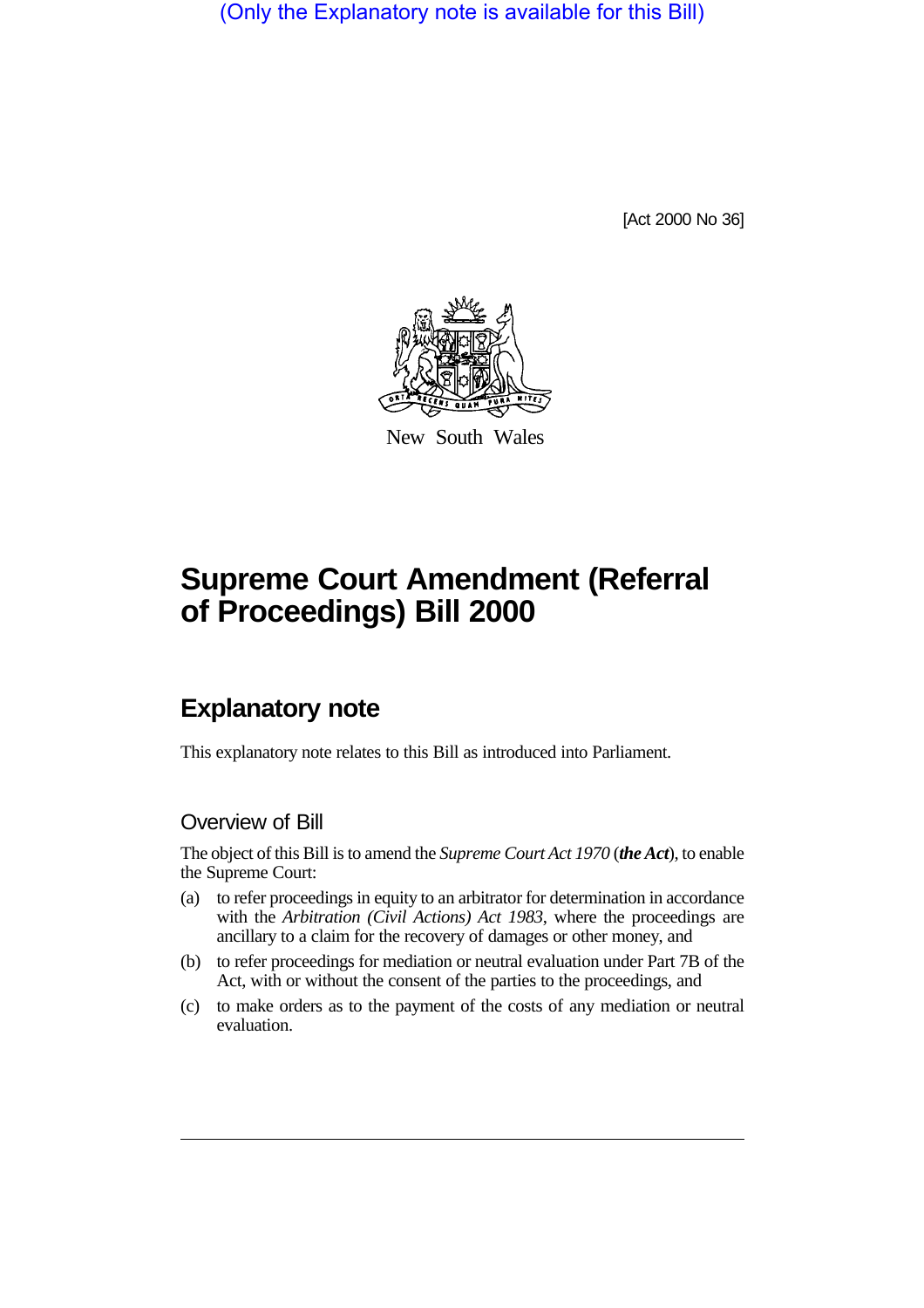(Only the Explanatory note is available for this Bill)

[Act 2000 No 36]

New South Wales

# Supreme Court Amendment (Referral of Proceedings) Bill 2000

## Explanatory note

This explanatory note relates to this Bill as introduced into Parliament.

### Overview of Bill

The object of this Bill is to amend the *Supreme Court Act 1970* (***the Act***), to enable the Supreme Court:

(a) to refer proceedings in equity to an arbitrator for determination in accordance with the *Arbitration (Civil Actions) Act 1983*, where the proceedings are ancillary to a claim for the recovery of damages or other money, and

(b) to refer proceedings for mediation or neutral evaluation under Part 7B of the Act, with or without the consent of the parties to the proceedings, and

(c) to make orders as to the payment of the costs of any mediation or neutral evaluation.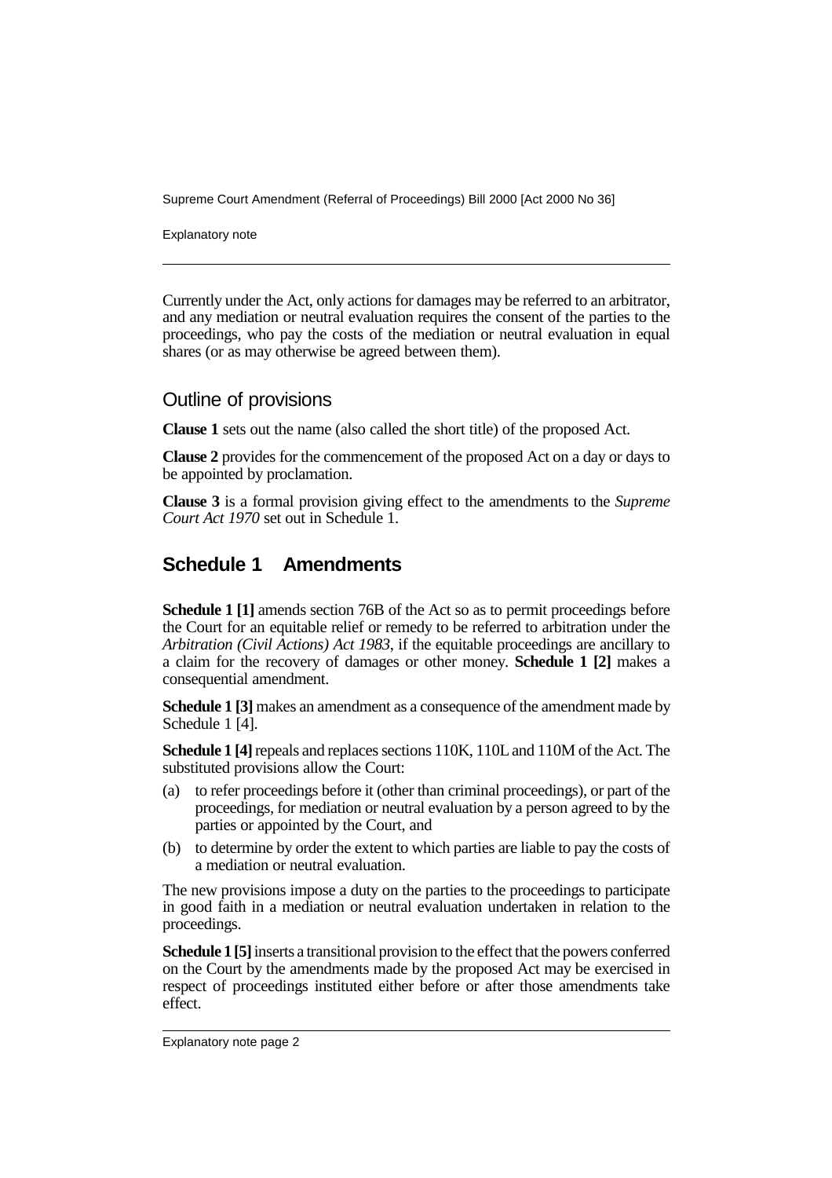Currently under the Act, only actions for damages may be referred to an arbitrator, and any mediation or neutral evaluation requires the consent of the parties to the proceedings, who pay the costs of the mediation or neutral evaluation in equal shares (or as may otherwise be agreed between them).

## Outline of provisions

**Clause 1** sets out the name (also called the short title) of the proposed Act.

**Clause 2** provides for the commencement of the proposed Act on a day or days to be appointed by proclamation.

**Clause 3** is a formal provision giving effect to the amendments to the *Supreme Court Act 1970* set out in Schedule 1.

## Schedule 1 Amendments

**Schedule 1 [1]** amends section 76B of the Act so as to permit proceedings before the Court for an equitable relief or remedy to be referred to arbitration under the *Arbitration (Civil Actions) Act 1983*, if the equitable proceedings are ancillary to a claim for the recovery of damages or other money. **Schedule 1 [2]** makes a consequential amendment.

**Schedule 1 [3]** makes an amendment as a consequence of the amendment made by Schedule 1 [4].

**Schedule 1 [4]** repeals and replaces sections 110K, 110L and 110M of the Act. The substituted provisions allow the Court:

(a) to refer proceedings before it (other than criminal proceedings), or part of the proceedings, for mediation or neutral evaluation by a person agreed to by the parties or appointed by the Court, and

(b) to determine by order the extent to which parties are liable to pay the costs of a mediation or neutral evaluation.

The new provisions impose a duty on the parties to the proceedings to participate in good faith in a mediation or neutral evaluation undertaken in relation to the proceedings.

**Schedule 1 [5]** inserts a transitional provision to the effect that the powers conferred on the Court by the amendments made by the proposed Act may be exercised in respect of proceedings instituted either before or after those amendments take effect.